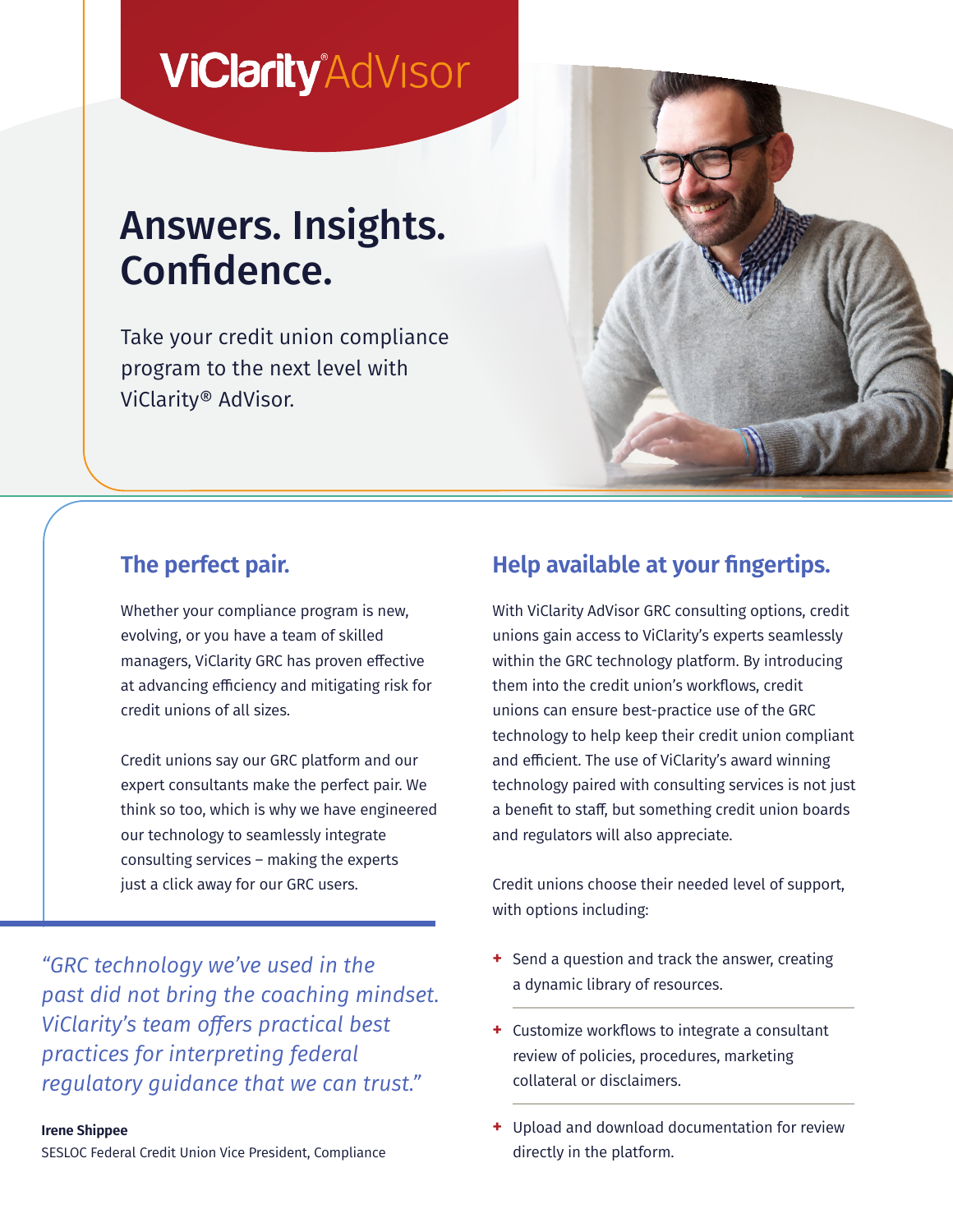# ViClarity® AdVisor

## Answers. Insights. Confidence.

Take your credit union compliance program to the next level with ViClarity® AdVisor.

### The perfect pair.

Whether your compliance program is new, evolving, or you have a team of skilled managers, ViClarity GRC has proven effective at advancing efficiency and mitigating risk for credit unions of all sizes.

Credit unions say our GRC platform and our expert consultants make the perfect pair. We think so too, which is why we have engineered our technology to seamlessly integrate consulting services – making the experts just a click away for our GRC users.

*"GRC technology we've used in the past did not bring the coaching mindset. ViClarity's team offers practical best practices for interpreting federal regulatory guidance that we can trust."*

**Irene Shippee**
SESLOC Federal Credit Union Vice President, Compliance

### Help available at your fingertips.

With ViClarity AdVisor GRC consulting options, credit unions gain access to ViClarity's experts seamlessly within the GRC technology platform. By introducing them into the credit union's workflows, credit unions can ensure best-practice use of the GRC technology to help keep their credit union compliant and efficient. The use of ViClarity's award winning technology paired with consulting services is not just a benefit to staff, but something credit union boards and regulators will also appreciate.

Credit unions choose their needed level of support, with options including:

- Send a question and track the answer, creating a dynamic library of resources.
- Customize workflows to integrate a consultant review of policies, procedures, marketing collateral or disclaimers.
- Upload and download documentation for review directly in the platform.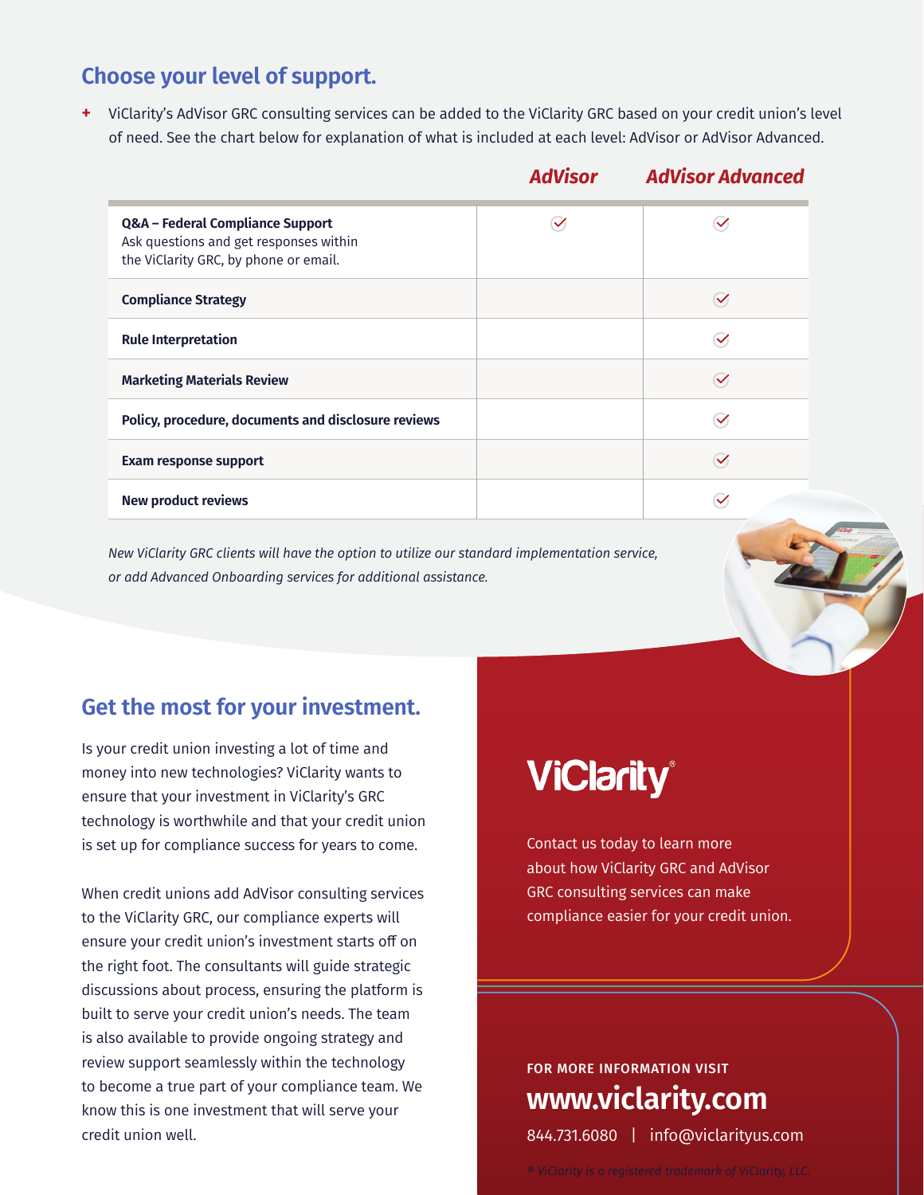## Choose your level of support.

- ViClarity's AdVisor GRC consulting services can be added to the ViClarity GRC based on your credit union's level of need. See the chart below for explanation of what is included at each level: AdVisor or AdVisor Advanced.

| | AdVisor | AdVisor Advanced |
|---|---|---|
| **Q&A – Federal Compliance Support**<br>Ask questions and get responses within the ViClarity GRC, by phone or email. | ✓ | ✓ |
| **Compliance Strategy** | | ✓ |
| **Rule Interpretation** | | ✓ |
| **Marketing Materials Review** | | ✓ |
| **Policy, procedure, documents and disclosure reviews** | | ✓ |
| **Exam response support** | | ✓ |
| **New product reviews** | | ✓ |

*New ViClarity GRC clients will have the option to utilize our standard implementation service, or add Advanced Onboarding services for additional assistance.*

## Get the most for your investment.

Is your credit union investing a lot of time and money into new technologies? ViClarity wants to ensure that your investment in ViClarity's GRC technology is worthwhile and that your credit union is set up for compliance success for years to come.

When credit unions add AdVisor consulting services to the ViClarity GRC, our compliance experts will ensure your credit union's investment starts off on the right foot. The consultants will guide strategic discussions about process, ensuring the platform is built to serve your credit union's needs. The team is also available to provide ongoing strategy and review support seamlessly within the technology to become a true part of your compliance team. We know this is one investment that will serve your credit union well.

**ViClarity®**

Contact us today to learn more about how ViClarity GRC and AdVisor GRC consulting services can make compliance easier for your credit union.

**FOR MORE INFORMATION VISIT**

**www.viclarity.com**

844.731.6080 | info@viclarityus.com

*® ViClarity is a registered trademark of ViClarity, LLC.*